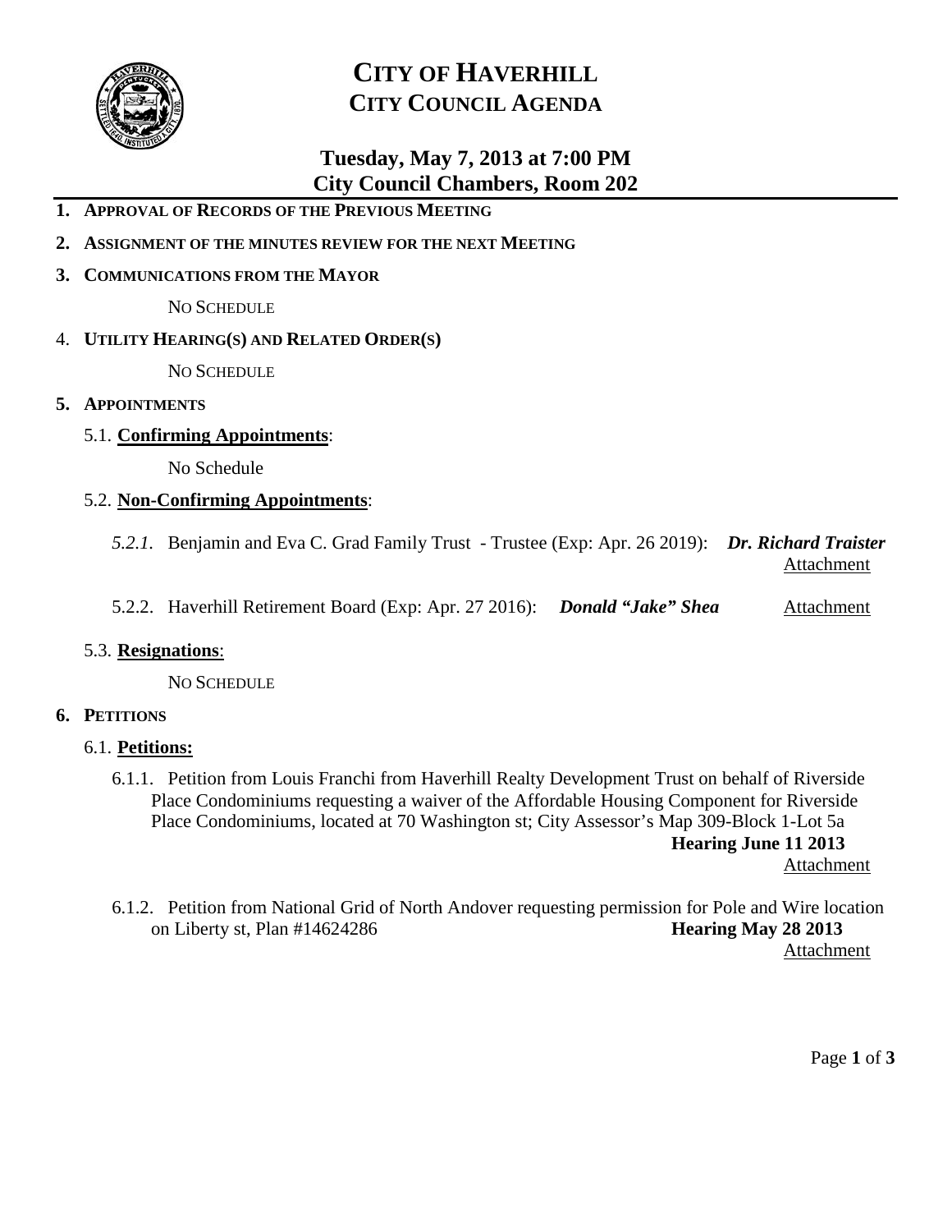# CITY OF HAVERHILL
## CITY COUNCIL AGENDA

### Tuesday, May 7, 2013 at 7:00 PM
### City Council Chambers, Room 202

1. **APPROVAL OF RECORDS OF THE PREVIOUS MEETING**
2. **ASSIGNMENT OF THE MINUTES REVIEW FOR THE NEXT MEETING**
3. **COMMUNICATIONS FROM THE MAYOR**

   NO SCHEDULE

4. **UTILITY HEARING(S) AND RELATED ORDER(S)**

   NO SCHEDULE

5. **APPOINTMENTS**

   5.1. **Confirming Appointments**:

   No Schedule

   5.2. **Non-Confirming Appointments**:

   *5.2.1.* Benjamin and Eva C. Grad Family Trust - Trustee (Exp: Apr. 26 2019): ***Dr. Richard Traister***
   Attachment

   5.2.2. Haverhill Retirement Board (Exp: Apr. 27 2016): ***Donald "Jake" Shea*** Attachment

   5.3. **Resignations**:

   NO SCHEDULE

6. **PETITIONS**

   6.1. **Petitions:**

   6.1.1. Petition from Louis Franchi from Haverhill Realty Development Trust on behalf of Riverside Place Condominiums requesting a waiver of the Affordable Housing Component for Riverside Place Condominiums, located at 70 Washington st; City Assessor's Map 309-Block 1-Lot 5a
   **Hearing June 11 2013**
   Attachment

   6.1.2. Petition from National Grid of North Andover requesting permission for Pole and Wire location on Liberty st, Plan #14624286 **Hearing May 28 2013**
   Attachment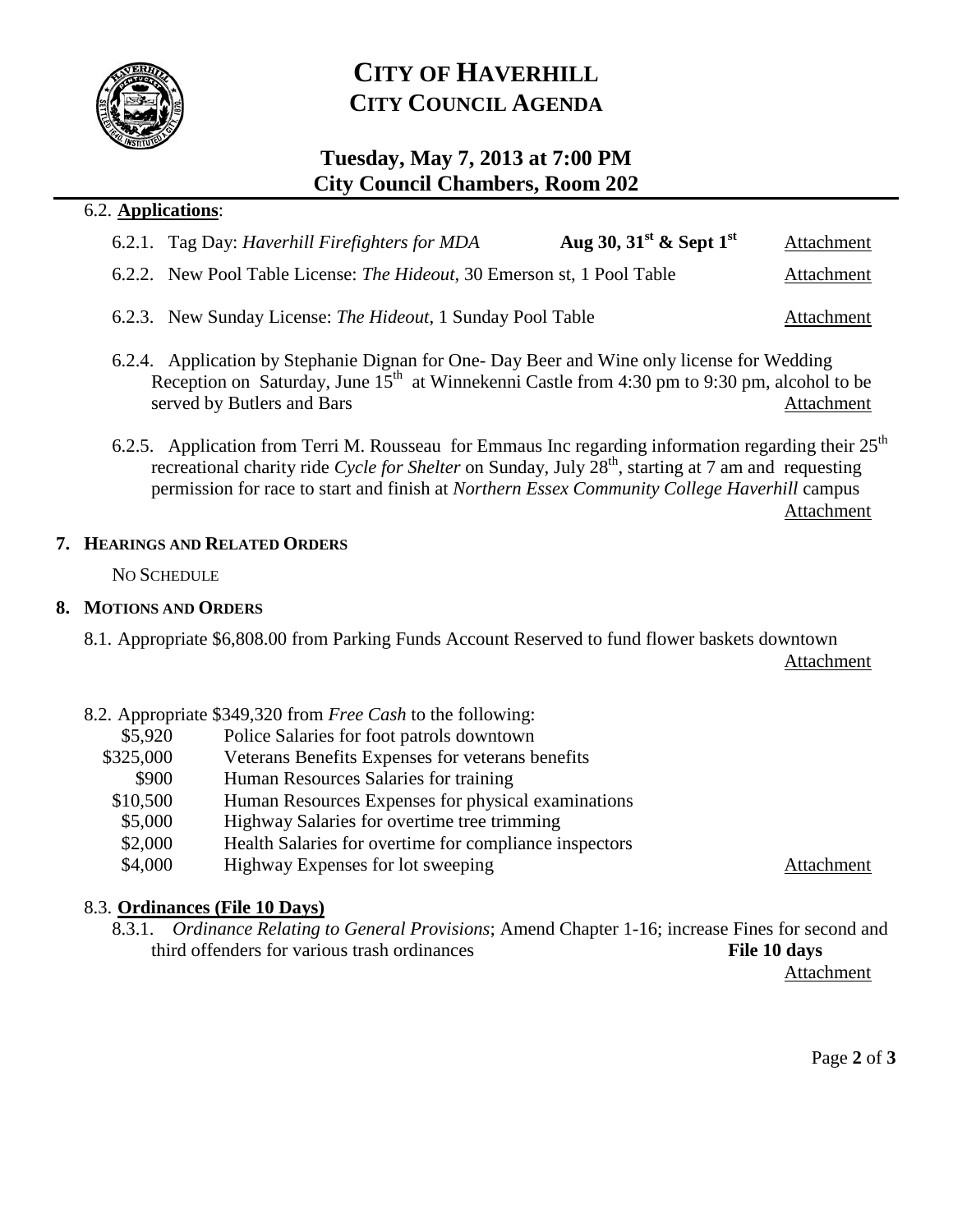# CITY OF HAVERHILL
## CITY COUNCIL AGENDA

### Tuesday, May 7, 2013 at 7:00 PM
### City Council Chambers, Room 202

6.2. **Applications**:

6.2.1. Tag Day: *Haverhill Firefighters for MDA* **Aug 30, 31st & Sept 1st** Attachment

6.2.2. New Pool Table License: *The Hideout*, 30 Emerson st, 1 Pool Table Attachment

6.2.3. New Sunday License: *The Hideout*, 1 Sunday Pool Table Attachment

6.2.4. Application by Stephanie Dignan for One- Day Beer and Wine only license for Wedding Reception on Saturday, June 15th at Winnekenni Castle from 4:30 pm to 9:30 pm, alcohol to be served by Butlers and Bars Attachment

6.2.5. Application from Terri M. Rousseau for Emmaus Inc regarding information regarding their 25th recreational charity ride *Cycle for Shelter* on Sunday, July 28th, starting at 7 am and requesting permission for race to start and finish at *Northern Essex Community College Haverhill* campus Attachment

**7. HEARINGS AND RELATED ORDERS**

NO SCHEDULE

**8. MOTIONS AND ORDERS**

8.1. Appropriate $6,808.00 from Parking Funds Account Reserved to fund flower baskets downtown Attachment

8.2. Appropriate $349,320 from *Free Cash* to the following:

| | |
|---|---|
| $5,920 | Police Salaries for foot patrols downtown |
| $325,000 | Veterans Benefits Expenses for veterans benefits |
| $900 | Human Resources Salaries for training |
| $10,500 | Human Resources Expenses for physical examinations |
| $5,000 | Highway Salaries for overtime tree trimming |
| $2,000 | Health Salaries for overtime for compliance inspectors |
| $4,000 | Highway Expenses for lot sweeping |

Attachment

8.3. **Ordinances (File 10 Days)**

8.3.1. *Ordinance Relating to General Provisions*; Amend Chapter 1-16; increase Fines for second and third offenders for various trash ordinances **File 10 days** Attachment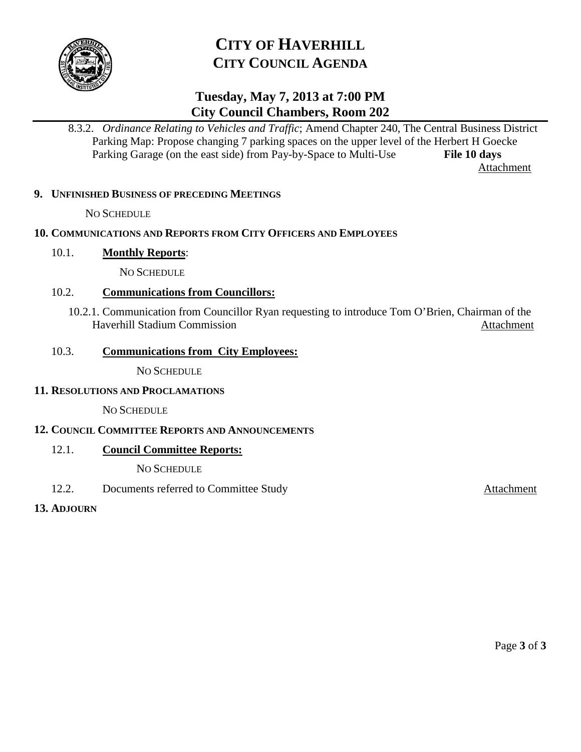# CITY OF HAVERHILL
## CITY COUNCIL AGENDA

### Tuesday, May 7, 2013 at 7:00 PM
### City Council Chambers, Room 202

8.3.2. *Ordinance Relating to Vehicles and Traffic*; Amend Chapter 240, The Central Business District Parking Map: Propose changing 7 parking spaces on the upper level of the Herbert H Goecke Parking Garage (on the east side) from Pay-by-Space to Multi-Use **File 10 days**
Attachment

**9. UNFINISHED BUSINESS OF PRECEDING MEETINGS**

NO SCHEDULE

**10. COMMUNICATIONS AND REPORTS FROM CITY OFFICERS AND EMPLOYEES**

10.1. **Monthly Reports**:

NO SCHEDULE

10.2. **Communications from Councillors:**

10.2.1. Communication from Councillor Ryan requesting to introduce Tom O'Brien, Chairman of the Haverhill Stadium Commission Attachment

10.3. **Communications from City Employees:**

NO SCHEDULE

**11. RESOLUTIONS AND PROCLAMATIONS**

NO SCHEDULE

**12. COUNCIL COMMITTEE REPORTS AND ANNOUNCEMENTS**

12.1. **Council Committee Reports:**

NO SCHEDULE

12.2. Documents referred to Committee Study Attachment

**13. ADJOURN**